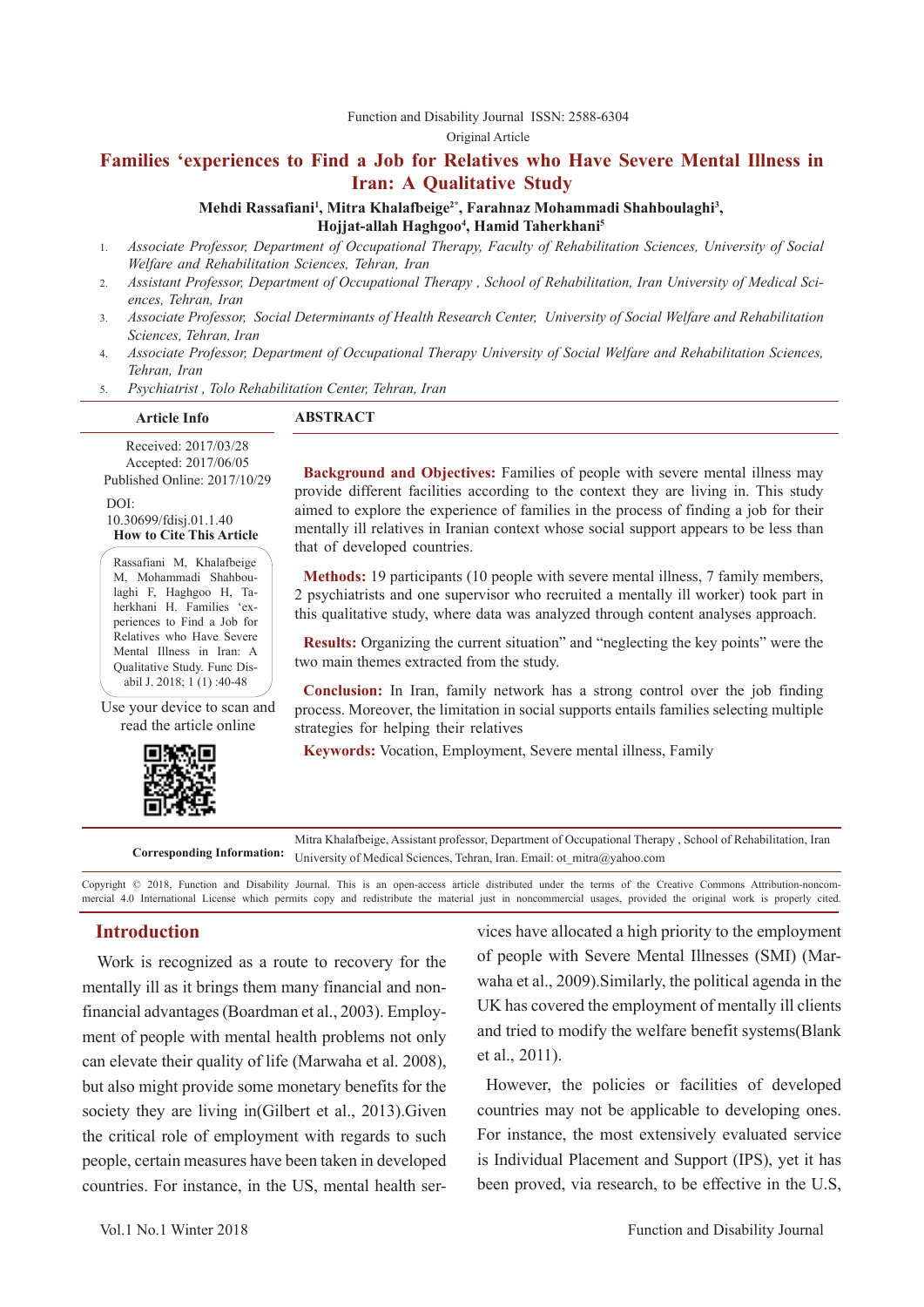Function and Disability Journal ISSN: 2588-6304

Original Article

# Families ‘experiences to Find a Job for Relatives who Have Severe Mental Illness in Iran: A Qualitative Study

**Mehdi Rassafiani[1], Mitra Khalafbeige[2*], Farahnaz Mohammadi Shahboulaghi[3], Hojjat-allah Haghgoo[4], Hamid Taherkhani[5]**

1. *Associate Professor, Department of Occupational Therapy, Faculty of Rehabilitation Sciences, University of Social Welfare and Rehabilitation Sciences, Tehran, Iran*
2. *Assistant Professor, Department of Occupational Therapy , School of Rehabilitation, Iran University of Medical Sciences, Tehran, Iran*
3. *Associate Professor, Social Determinants of Health Research Center, University of Social Welfare and Rehabilitation Sciences, Tehran, Iran*
4. *Associate Professor, Department of Occupational Therapy University of Social Welfare and Rehabilitation Sciences, Tehran, Iran*
5. *Psychiatrist , Tolo Rehabilitation Center, Tehran, Iran*

**Article Info**

Received: 2017/03/28
Accepted: 2017/06/05
Published Online: 2017/10/29

DOI:
10.30699/fdisj.01.1.40

**How to Cite This Article**

Rassafiani M, Khalafbeige M, Mohammadi Shahboulaghi F, Haghgoo H, Taherkhani H. Families ‘experiences to Find a Job for Relatives who Have Severe Mental Illness in Iran: A Qualitative Study. Func Disabil J. 2018; 1 (1) :40-48

Use your device to scan and read the article online

## ABSTRACT

**Background and Objectives:** Families of people with severe mental illness may provide different facilities according to the context they are living in. This study aimed to explore the experience of families in the process of finding a job for their mentally ill relatives in Iranian context whose social support appears to be less than that of developed countries.

**Methods:** 19 participants (10 people with severe mental illness, 7 family members, 2 psychiatrists and one supervisor who recruited a mentally ill worker) took part in this qualitative study, where data was analyzed through content analyses approach.

**Results:** Organizing the current situation” and “neglecting the key points” were the two main themes extracted from the study.

**Conclusion:** In Iran, family network has a strong control over the job finding process. Moreover, the limitation in social supports entails families selecting multiple strategies for helping their relatives

**Keywords:** Vocation, Employment, Severe mental illness, Family

**Corresponding Information:** Mitra Khalafbeige, Assistant professor, Department of Occupational Therapy , School of Rehabilitation, Iran University of Medical Sciences, Tehran, Iran. Email: ot_mitra@yahoo.com

Copyright © 2018, Function and Disability Journal. This is an open-access article distributed under the terms of the Creative Commons Attribution-noncommercial 4.0 International License which permits copy and redistribute the material just in noncommercial usages, provided the original work is properly cited.

## Introduction

Work is recognized as a route to recovery for the mentally ill as it brings them many financial and non-financial advantages (Boardman et al., 2003). Employment of people with mental health problems not only can elevate their quality of life (Marwaha et al. 2008), but also might provide some monetary benefits for the society they are living in(Gilbert et al., 2013).Given the critical role of employment with regards to such people, certain measures have been taken in developed countries. For instance, in the US, mental health services have allocated a high priority to the employment of people with Severe Mental Illnesses (SMI) (Marwaha et al., 2009).Similarly, the political agenda in the UK has covered the employment of mentally ill clients and tried to modify the welfare benefit systems(Blank et al., 2011).

However, the policies or facilities of developed countries may not be applicable to developing ones. For instance, the most extensively evaluated service is Individual Placement and Support (IPS), yet it has been proved, via research, to be effective in the U.S,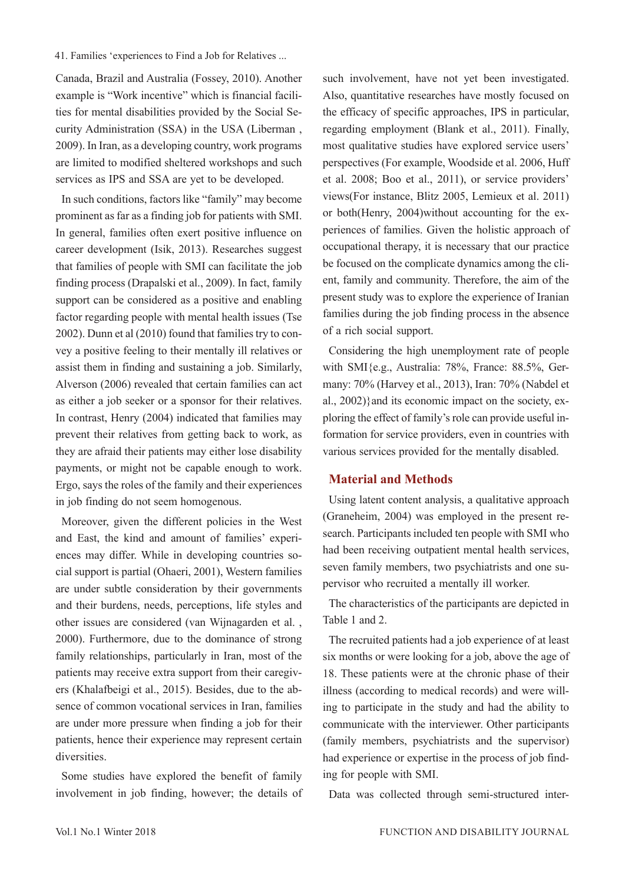Canada, Brazil and Australia (Fossey, 2010). Another example is "Work incentive" which is financial facilities for mental disabilities provided by the Social Security Administration (SSA) in the USA (Liberman , 2009). In Iran, as a developing country, work programs are limited to modified sheltered workshops and such services as IPS and SSA are yet to be developed.

In such conditions, factors like "family" may become prominent as far as a finding job for patients with SMI. In general, families often exert positive influence on career development (Isik, 2013). Researches suggest that families of people with SMI can facilitate the job finding process (Drapalski et al., 2009). In fact, family support can be considered as a positive and enabling factor regarding people with mental health issues (Tse 2002). Dunn et al (2010) found that families try to convey a positive feeling to their mentally ill relatives or assist them in finding and sustaining a job. Similarly, Alverson (2006) revealed that certain families can act as either a job seeker or a sponsor for their relatives. In contrast, Henry (2004) indicated that families may prevent their relatives from getting back to work, as they are afraid their patients may either lose disability payments, or might not be capable enough to work. Ergo, says the roles of the family and their experiences in job finding do not seem homogenous.

Moreover, given the different policies in the West and East, the kind and amount of families' experiences may differ. While in developing countries social support is partial (Ohaeri, 2001), Western families are under subtle consideration by their governments and their burdens, needs, perceptions, life styles and other issues are considered (van Wijnagarden et al. , 2000). Furthermore, due to the dominance of strong family relationships, particularly in Iran, most of the patients may receive extra support from their caregivers (Khalafbeigi et al., 2015). Besides, due to the absence of common vocational services in Iran, families are under more pressure when finding a job for their patients, hence their experience may represent certain diversities.

Some studies have explored the benefit of family involvement in job finding, however; the details of such involvement, have not yet been investigated. Also, quantitative researches have mostly focused on the efficacy of specific approaches, IPS in particular, regarding employment (Blank et al., 2011). Finally, most qualitative studies have explored service users' perspectives (For example, Woodside et al. 2006, Huff et al. 2008; Boo et al., 2011), or service providers' views(For instance, Blitz 2005, Lemieux et al. 2011) or both(Henry, 2004)without accounting for the experiences of families. Given the holistic approach of occupational therapy, it is necessary that our practice be focused on the complicate dynamics among the client, family and community. Therefore, the aim of the present study was to explore the experience of Iranian families during the job finding process in the absence of a rich social support.

Considering the high unemployment rate of people with SMI{e.g., Australia: 78%, France: 88.5%, Germany: 70% (Harvey et al., 2013), Iran: 70% (Nabdel et al., 2002)}and its economic impact on the society, exploring the effect of family's role can provide useful information for service providers, even in countries with various services provided for the mentally disabled.

## Material and Methods

Using latent content analysis, a qualitative approach (Graneheim, 2004) was employed in the present research. Participants included ten people with SMI who had been receiving outpatient mental health services, seven family members, two psychiatrists and one supervisor who recruited a mentally ill worker.

The characteristics of the participants are depicted in Table 1 and 2.

The recruited patients had a job experience of at least six months or were looking for a job, above the age of 18. These patients were at the chronic phase of their illness (according to medical records) and were willing to participate in the study and had the ability to communicate with the interviewer. Other participants (family members, psychiatrists and the supervisor) had experience or expertise in the process of job finding for people with SMI.

Data was collected through semi-structured inter-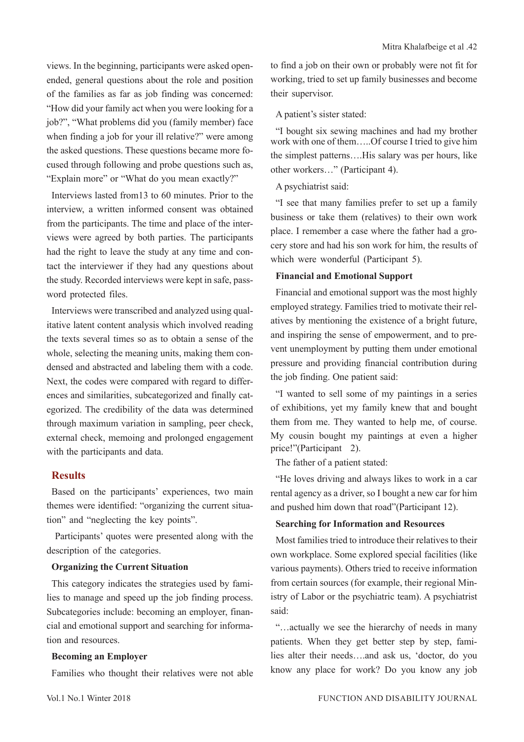views. In the beginning, participants were asked open-ended, general questions about the role and position of the families as far as job finding was concerned: "How did your family act when you were looking for a job?", "What problems did you (family member) face when finding a job for your ill relative?" were among the asked questions. These questions became more focused through following and probe questions such as, "Explain more" or "What do you mean exactly?"

Interviews lasted from13 to 60 minutes. Prior to the interview, a written informed consent was obtained from the participants. The time and place of the interviews were agreed by both parties. The participants had the right to leave the study at any time and contact the interviewer if they had any questions about the study. Recorded interviews were kept in safe, password protected files.

Interviews were transcribed and analyzed using qualitative latent content analysis which involved reading the texts several times so as to obtain a sense of the whole, selecting the meaning units, making them condensed and abstracted and labeling them with a code. Next, the codes were compared with regard to differences and similarities, subcategorized and finally categorized. The credibility of the data was determined through maximum variation in sampling, peer check, external check, memoing and prolonged engagement with the participants and data.

## Results

Based on the participants' experiences, two main themes were identified: "organizing the current situation" and "neglecting the key points".

Participants' quotes were presented along with the description of the categories.

### Organizing the Current Situation

This category indicates the strategies used by families to manage and speed up the job finding process. Subcategories include: becoming an employer, financial and emotional support and searching for information and resources.

### Becoming an Employer

Families who thought their relatives were not able to find a job on their own or probably were not fit for working, tried to set up family businesses and become their supervisor.

A patient's sister stated:

"I bought six sewing machines and had my brother work with one of them…..Of course I tried to give him the simplest patterns….His salary was per hours, like other workers…" (Participant 4).

A psychiatrist said:

"I see that many families prefer to set up a family business or take them (relatives) to their own work place. I remember a case where the father had a grocery store and had his son work for him, the results of which were wonderful (Participant 5).

### Financial and Emotional Support

Financial and emotional support was the most highly employed strategy. Families tried to motivate their relatives by mentioning the existence of a bright future, and inspiring the sense of empowerment, and to prevent unemployment by putting them under emotional pressure and providing financial contribution during the job finding. One patient said:

"I wanted to sell some of my paintings in a series of exhibitions, yet my family knew that and bought them from me. They wanted to help me, of course. My cousin bought my paintings at even a higher price!"(Participant 2).

The father of a patient stated:

"He loves driving and always likes to work in a car rental agency as a driver, so I bought a new car for him and pushed him down that road"(Participant 12).

### Searching for Information and Resources

Most families tried to introduce their relatives to their own workplace. Some explored special facilities (like various payments). Others tried to receive information from certain sources (for example, their regional Ministry of Labor or the psychiatric team). A psychiatrist said:

"…actually we see the hierarchy of needs in many patients. When they get better step by step, families alter their needs….and ask us, 'doctor, do you know any place for work? Do you know any job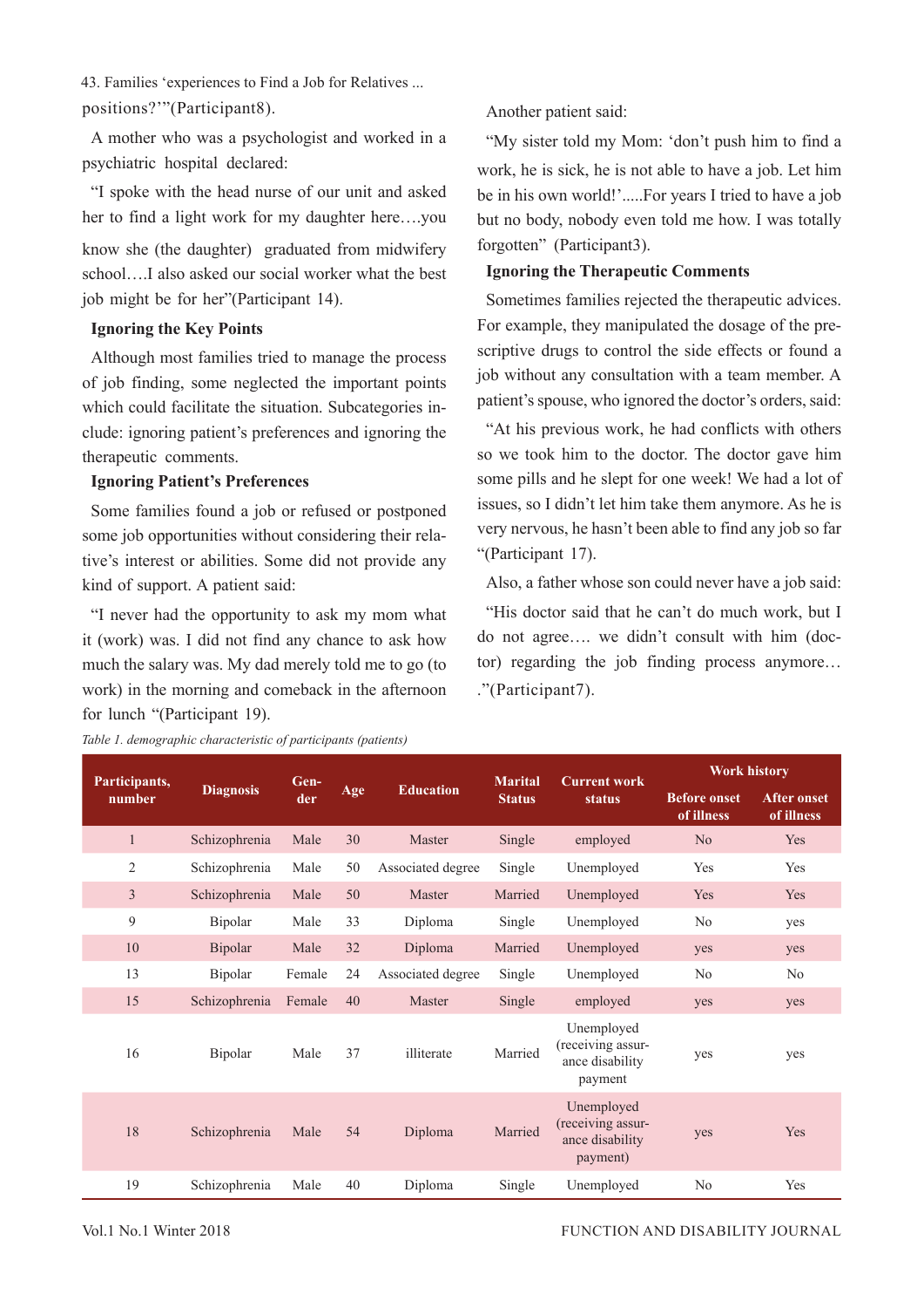positions?'"(Participant8).

A mother who was a psychologist and worked in a psychiatric hospital declared:

"I spoke with the head nurse of our unit and asked her to find a light work for my daughter here….you know she (the daughter) graduated from midwifery school….I also asked our social worker what the best job might be for her"(Participant 14).

### Ignoring the Key Points

Although most families tried to manage the process of job finding, some neglected the important points which could facilitate the situation. Subcategories include: ignoring patient's preferences and ignoring the therapeutic comments.

### Ignoring Patient's Preferences

Some families found a job or refused or postponed some job opportunities without considering their relative's interest or abilities. Some did not provide any kind of support. A patient said:

"I never had the opportunity to ask my mom what it (work) was. I did not find any chance to ask how much the salary was. My dad merely told me to go (to work) in the morning and comeback in the afternoon for lunch "(Participant 19).

Another patient said:

"My sister told my Mom: 'don't push him to find a work, he is sick, he is not able to have a job. Let him be in his own world!'.....For years I tried to have a job but no body, nobody even told me how. I was totally forgotten" (Participant3).

### Ignoring the Therapeutic Comments

Sometimes families rejected the therapeutic advices. For example, they manipulated the dosage of the prescriptive drugs to control the side effects or found a job without any consultation with a team member. A patient's spouse, who ignored the doctor's orders, said:

"At his previous work, he had conflicts with others so we took him to the doctor. The doctor gave him some pills and he slept for one week! We had a lot of issues, so I didn't let him take them anymore. As he is very nervous, he hasn't been able to find any job so far "(Participant 17).

Also, a father whose son could never have a job said:

"His doctor said that he can't do much work, but I do not agree…. we didn't consult with him (doctor) regarding the job finding process anymore… ."(Participant7).

*Table 1. demographic characteristic of participants (patients)*

| Participants, number | Diagnosis | Gender | Age | Education | Marital Status | Current work status | Work history | |
|---|---|---|---|---|---|---|---|---|
| | | | | | | | Before onset of illness | After onset of illness |
| 1 | Schizophrenia | Male | 30 | Master | Single | employed | No | Yes |
| 2 | Schizophrenia | Male | 50 | Associated degree | Single | Unemployed | Yes | Yes |
| 3 | Schizophrenia | Male | 50 | Master | Married | Unemployed | Yes | Yes |
| 9 | Bipolar | Male | 33 | Diploma | Single | Unemployed | No | yes |
| 10 | Bipolar | Male | 32 | Diploma | Married | Unemployed | yes | yes |
| 13 | Bipolar | Female | 24 | Associated degree | Single | Unemployed | No | No |
| 15 | Schizophrenia | Female | 40 | Master | Single | employed | yes | yes |
| 16 | Bipolar | Male | 37 | illiterate | Married | Unemployed (receiving assurance disability payment | yes | yes |
| 18 | Schizophrenia | Male | 54 | Diploma | Married | Unemployed (receiving assurance disability payment) | yes | Yes |
| 19 | Schizophrenia | Male | 40 | Diploma | Single | Unemployed | No | Yes |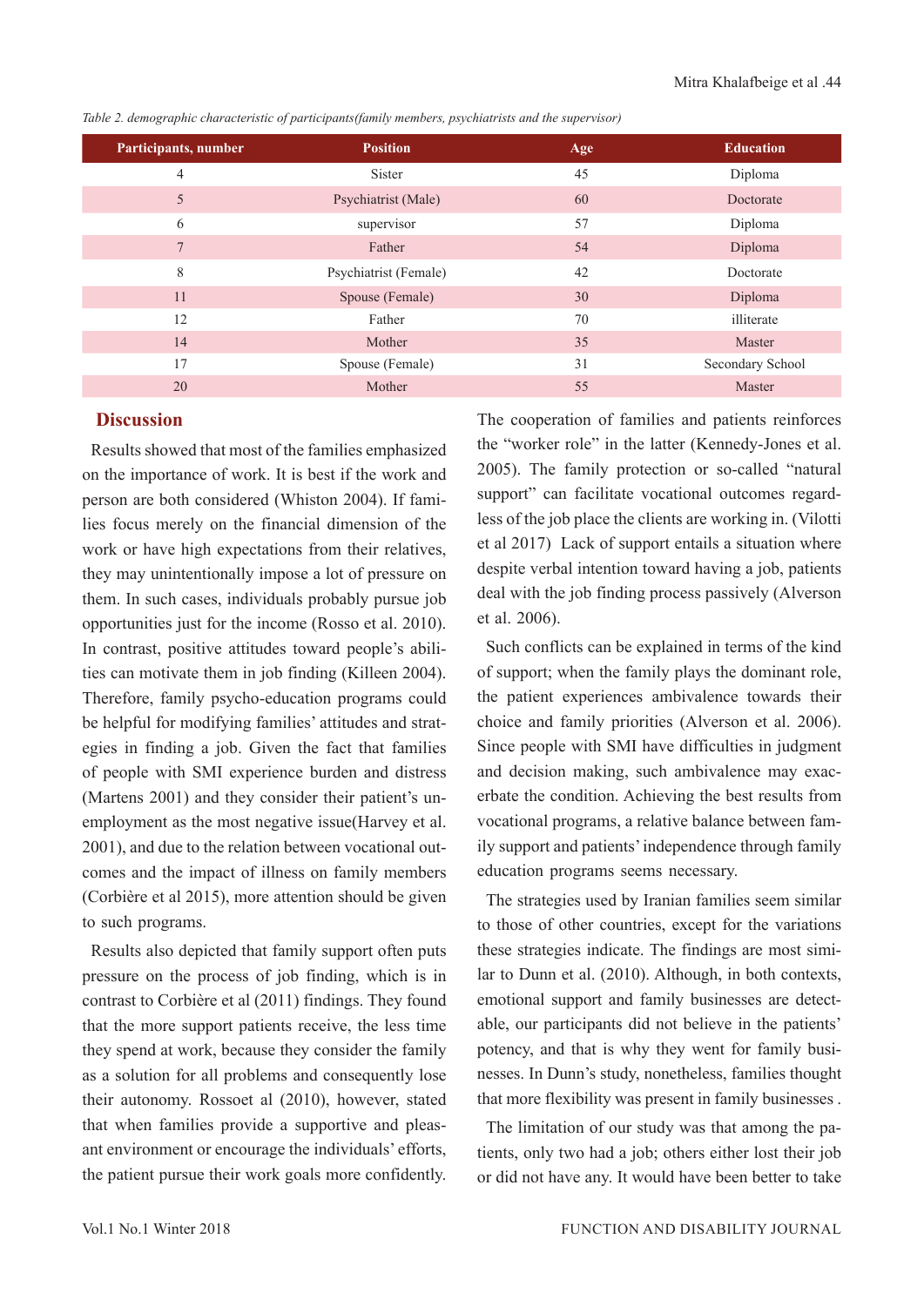*Table 2. demographic characteristic of participants(family members, psychiatrists and the supervisor)*

| Participants, number | Position | Age | Education |
|---|---|---|---|
| 4 | Sister | 45 | Diploma |
| 5 | Psychiatrist (Male) | 60 | Doctorate |
| 6 | supervisor | 57 | Diploma |
| 7 | Father | 54 | Diploma |
| 8 | Psychiatrist (Female) | 42 | Doctorate |
| 11 | Spouse (Female) | 30 | Diploma |
| 12 | Father | 70 | illiterate |
| 14 | Mother | 35 | Master |
| 17 | Spouse (Female) | 31 | Secondary School |
| 20 | Mother | 55 | Master |

## Discussion

Results showed that most of the families emphasized on the importance of work. It is best if the work and person are both considered (Whiston 2004). If families focus merely on the financial dimension of the work or have high expectations from their relatives, they may unintentionally impose a lot of pressure on them. In such cases, individuals probably pursue job opportunities just for the income (Rosso et al. 2010). In contrast, positive attitudes toward people's abilities can motivate them in job finding (Killeen 2004). Therefore, family psycho-education programs could be helpful for modifying families' attitudes and strategies in finding a job. Given the fact that families of people with SMI experience burden and distress (Martens 2001) and they consider their patient's unemployment as the most negative issue(Harvey et al. 2001), and due to the relation between vocational outcomes and the impact of illness on family members (Corbière et al 2015), more attention should be given to such programs.

Results also depicted that family support often puts pressure on the process of job finding, which is in contrast to Corbière et al (2011) findings. They found that the more support patients receive, the less time they spend at work, because they consider the family as a solution for all problems and consequently lose their autonomy. Rossoet al (2010), however, stated that when families provide a supportive and pleasant environment or encourage the individuals' efforts, the patient pursue their work goals more confidently. The cooperation of families and patients reinforces the "worker role" in the latter (Kennedy-Jones et al. 2005). The family protection or so-called "natural support" can facilitate vocational outcomes regardless of the job place the clients are working in. (Vilotti et al 2017) Lack of support entails a situation where despite verbal intention toward having a job, patients deal with the job finding process passively (Alverson et al. 2006).

Such conflicts can be explained in terms of the kind of support; when the family plays the dominant role, the patient experiences ambivalence towards their choice and family priorities (Alverson et al. 2006). Since people with SMI have difficulties in judgment and decision making, such ambivalence may exacerbate the condition. Achieving the best results from vocational programs, a relative balance between family support and patients' independence through family education programs seems necessary.

The strategies used by Iranian families seem similar to those of other countries, except for the variations these strategies indicate. The findings are most similar to Dunn et al. (2010). Although, in both contexts, emotional support and family businesses are detectable, our participants did not believe in the patients' potency, and that is why they went for family businesses. In Dunn's study, nonetheless, families thought that more flexibility was present in family businesses .

The limitation of our study was that among the patients, only two had a job; others either lost their job or did not have any. It would have been better to take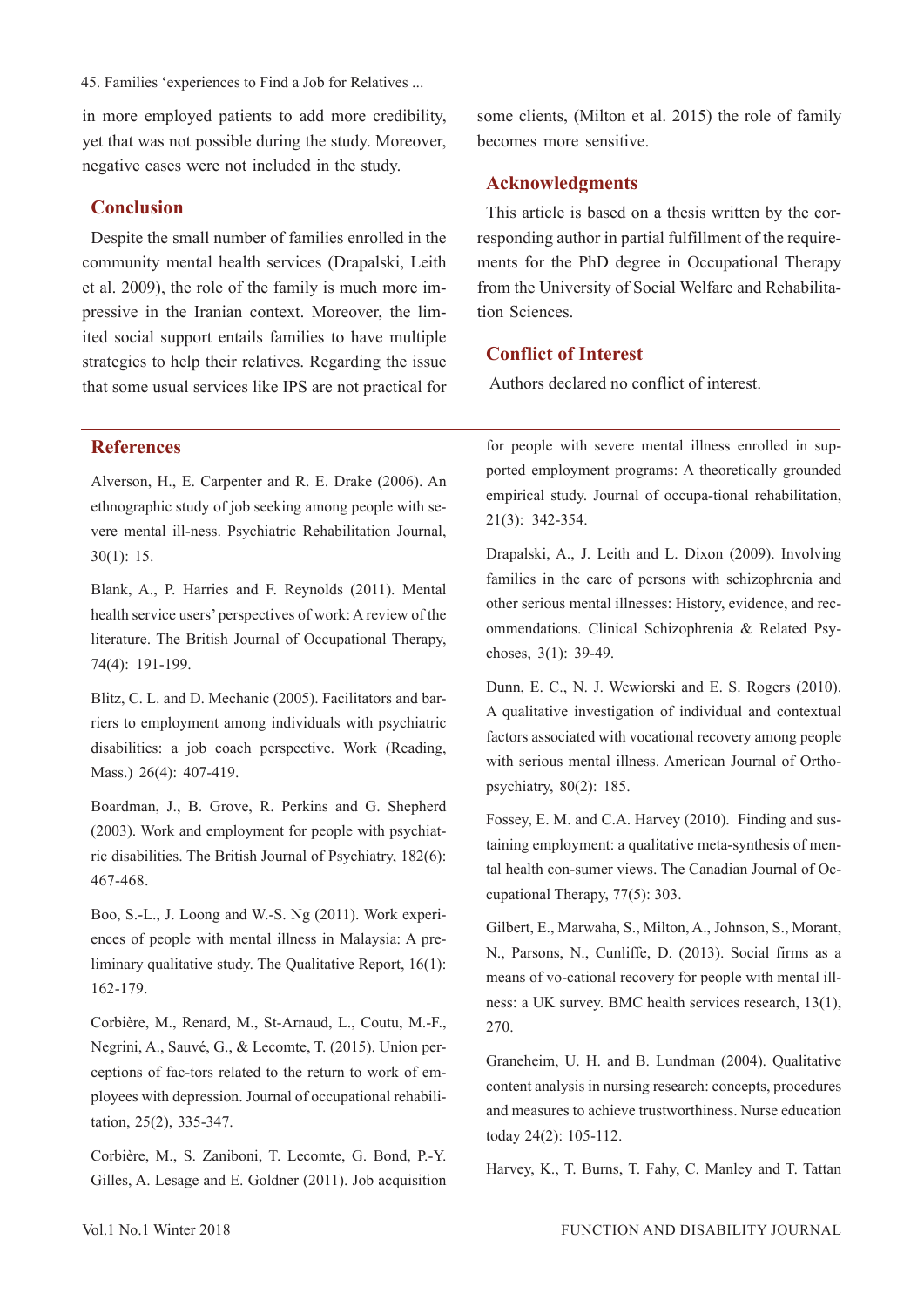in more employed patients to add more credibility, yet that was not possible during the study. Moreover, negative cases were not included in the study.

## Conclusion

Despite the small number of families enrolled in the community mental health services (Drapalski, Leith et al. 2009), the role of the family is much more impressive in the Iranian context. Moreover, the limited social support entails families to have multiple strategies to help their relatives. Regarding the issue that some usual services like IPS are not practical for some clients, (Milton et al. 2015) the role of family becomes more sensitive.

## Acknowledgments

This article is based on a thesis written by the corresponding author in partial fulfillment of the requirements for the PhD degree in Occupational Therapy from the University of Social Welfare and Rehabilitation Sciences.

## Conflict of Interest

Authors declared no conflict of interest.

## References

Alverson, H., E. Carpenter and R. E. Drake (2006). An ethnographic study of job seeking among people with severe mental ill-ness. Psychiatric Rehabilitation Journal, 30(1): 15.

Blank, A., P. Harries and F. Reynolds (2011). Mental health service users' perspectives of work: A review of the literature. The British Journal of Occupational Therapy, 74(4): 191-199.

Blitz, C. L. and D. Mechanic (2005). Facilitators and barriers to employment among individuals with psychiatric disabilities: a job coach perspective. Work (Reading, Mass.) 26(4): 407-419.

Boardman, J., B. Grove, R. Perkins and G. Shepherd (2003). Work and employment for people with psychiatric disabilities. The British Journal of Psychiatry, 182(6): 467-468.

Boo, S.-L., J. Loong and W.-S. Ng (2011). Work experiences of people with mental illness in Malaysia: A preliminary qualitative study. The Qualitative Report, 16(1): 162-179.

Corbière, M., Renard, M., St-Arnaud, L., Coutu, M.-F., Negrini, A., Sauvé, G., & Lecomte, T. (2015). Union perceptions of fac-tors related to the return to work of employees with depression. Journal of occupational rehabilitation, 25(2), 335-347.

Corbière, M., S. Zaniboni, T. Lecomte, G. Bond, P.-Y. Gilles, A. Lesage and E. Goldner (2011). Job acquisition for people with severe mental illness enrolled in supported employment programs: A theoretically grounded empirical study. Journal of occupa-tional rehabilitation, 21(3): 342-354.

Drapalski, A., J. Leith and L. Dixon (2009). Involving families in the care of persons with schizophrenia and other serious mental illnesses: History, evidence, and recommendations. Clinical Schizophrenia & Related Psychoses, 3(1): 39-49.

Dunn, E. C., N. J. Wewiorski and E. S. Rogers (2010). A qualitative investigation of individual and contextual factors associated with vocational recovery among people with serious mental illness. American Journal of Orthopsychiatry, 80(2): 185.

Fossey, E. M. and C.A. Harvey (2010). Finding and sustaining employment: a qualitative meta-synthesis of mental health con-sumer views. The Canadian Journal of Occupational Therapy, 77(5): 303.

Gilbert, E., Marwaha, S., Milton, A., Johnson, S., Morant, N., Parsons, N., Cunliffe, D. (2013). Social firms as a means of vo-cational recovery for people with mental illness: a UK survey. BMC health services research, 13(1), 270.

Graneheim, U. H. and B. Lundman (2004). Qualitative content analysis in nursing research: concepts, procedures and measures to achieve trustworthiness. Nurse education today 24(2): 105-112.

Harvey, K., T. Burns, T. Fahy, C. Manley and T. Tattan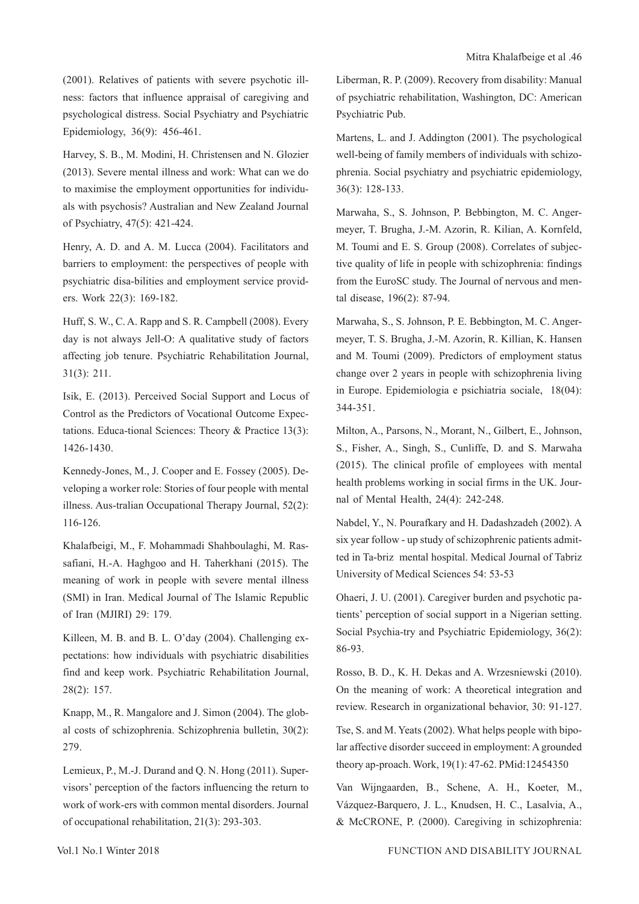(2001). Relatives of patients with severe psychotic illness: factors that influence appraisal of caregiving and psychological distress. Social Psychiatry and Psychiatric Epidemiology, 36(9): 456-461.

Harvey, S. B., M. Modini, H. Christensen and N. Glozier (2013). Severe mental illness and work: What can we do to maximise the employment opportunities for individuals with psychosis? Australian and New Zealand Journal of Psychiatry, 47(5): 421-424.

Henry, A. D. and A. M. Lucca (2004). Facilitators and barriers to employment: the perspectives of people with psychiatric disa-bilities and employment service providers. Work 22(3): 169-182.

Huff, S. W., C. A. Rapp and S. R. Campbell (2008). Every day is not always Jell-O: A qualitative study of factors affecting job tenure. Psychiatric Rehabilitation Journal, 31(3): 211.

Isik, E. (2013). Perceived Social Support and Locus of Control as the Predictors of Vocational Outcome Expectations. Educa-tional Sciences: Theory & Practice 13(3): 1426-1430.

Kennedy-Jones, M., J. Cooper and E. Fossey (2005). Developing a worker role: Stories of four people with mental illness. Aus-tralian Occupational Therapy Journal, 52(2): 116-126.

Khalafbeigi, M., F. Mohammadi Shahboulaghi, M. Rassafiani, H.-A. Haghgoo and H. Taherkhani (2015). The meaning of work in people with severe mental illness (SMI) in Iran. Medical Journal of The Islamic Republic of Iran (MJIRI) 29: 179.

Killeen, M. B. and B. L. O'day (2004). Challenging expectations: how individuals with psychiatric disabilities find and keep work. Psychiatric Rehabilitation Journal, 28(2): 157.

Knapp, M., R. Mangalore and J. Simon (2004). The global costs of schizophrenia. Schizophrenia bulletin, 30(2): 279.

Lemieux, P., M.-J. Durand and Q. N. Hong (2011). Supervisors' perception of the factors influencing the return to work of work-ers with common mental disorders. Journal of occupational rehabilitation, 21(3): 293-303.

Liberman, R. P. (2009). Recovery from disability: Manual of psychiatric rehabilitation, Washington, DC: American Psychiatric Pub.

Martens, L. and J. Addington (2001). The psychological well-being of family members of individuals with schizophrenia. Social psychiatry and psychiatric epidemiology, 36(3): 128-133.

Marwaha, S., S. Johnson, P. Bebbington, M. C. Angermeyer, T. Brugha, J.-M. Azorin, R. Kilian, A. Kornfeld, M. Toumi and E. S. Group (2008). Correlates of subjective quality of life in people with schizophrenia: findings from the EuroSC study. The Journal of nervous and mental disease, 196(2): 87-94.

Marwaha, S., S. Johnson, P. E. Bebbington, M. C. Angermeyer, T. S. Brugha, J.-M. Azorin, R. Killian, K. Hansen and M. Toumi (2009). Predictors of employment status change over 2 years in people with schizophrenia living in Europe. Epidemiologia e psichiatria sociale, 18(04): 344-351.

Milton, A., Parsons, N., Morant, N., Gilbert, E., Johnson, S., Fisher, A., Singh, S., Cunliffe, D. and S. Marwaha (2015). The clinical profile of employees with mental health problems working in social firms in the UK. Journal of Mental Health, 24(4): 242-248.

Nabdel, Y., N. Pourafkary and H. Dadashzadeh (2002). A six year follow - up study of schizophrenic patients admitted in Ta-briz mental hospital. Medical Journal of Tabriz University of Medical Sciences 54: 53-53

Ohaeri, J. U. (2001). Caregiver burden and psychotic patients' perception of social support in a Nigerian setting. Social Psychia-try and Psychiatric Epidemiology, 36(2): 86-93.

Rosso, B. D., K. H. Dekas and A. Wrzesniewski (2010). On the meaning of work: A theoretical integration and review. Research in organizational behavior, 30: 91-127.

Tse, S. and M. Yeats (2002). What helps people with bipolar affective disorder succeed in employment: A grounded theory ap-proach. Work, 19(1): 47-62. PMid:12454350

Van Wijngaarden, B., Schene, A. H., Koeter, M., Vázquez-Barquero, J. L., Knudsen, H. C., Lasalvia, A., & McCRONE, P. (2000). Caregiving in schizophrenia: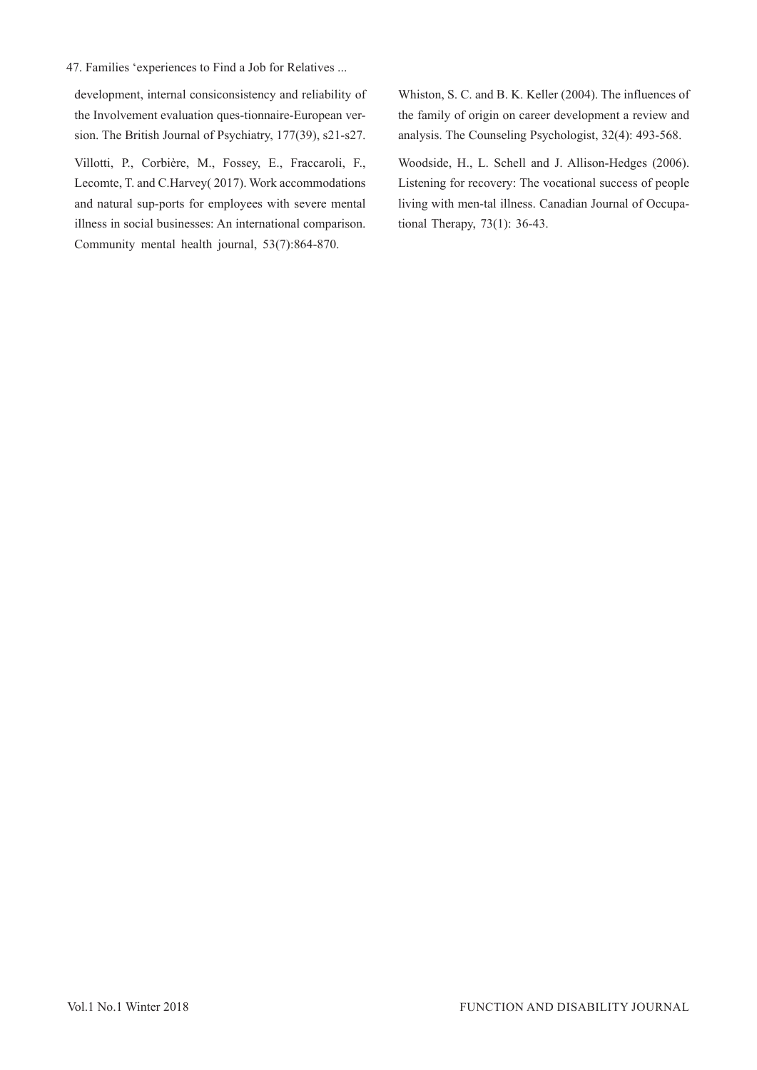development, internal consiconsistency and reliability of the Involvement evaluation ques-tionnaire-European version. The British Journal of Psychiatry, 177(39), s21-s27.

Villotti, P., Corbière, M., Fossey, E., Fraccaroli, F., Lecomte, T. and C.Harvey( 2017). Work accommodations and natural sup-ports for employees with severe mental illness in social businesses: An international comparison. Community mental health journal, 53(7):864-870.

Whiston, S. C. and B. K. Keller (2004). The influences of the family of origin on career development a review and analysis. The Counseling Psychologist, 32(4): 493-568.

Woodside, H., L. Schell and J. Allison-Hedges (2006). Listening for recovery: The vocational success of people living with men-tal illness. Canadian Journal of Occupational Therapy, 73(1): 36-43.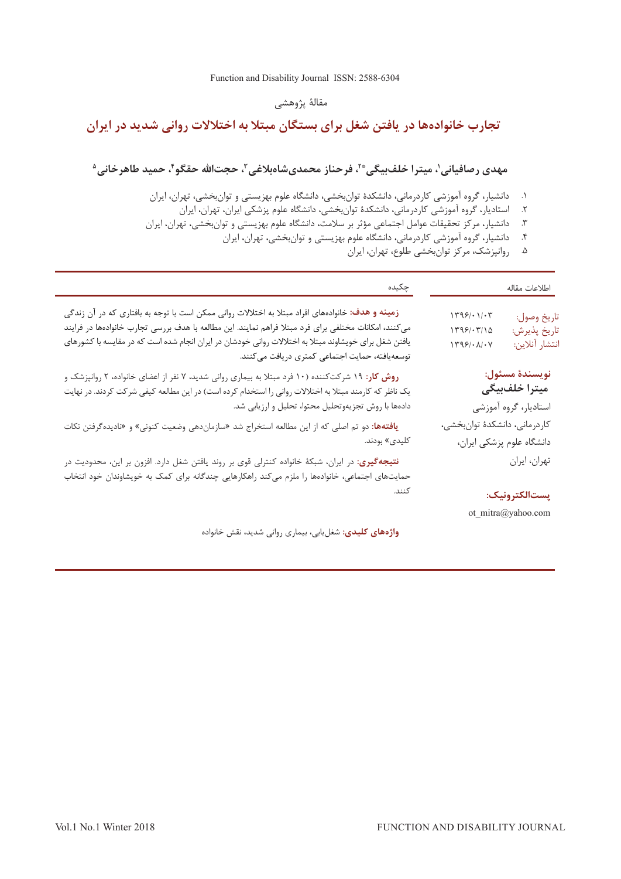Function and Disability Journal ISSN: 2588-6304

مقالهٔ پژوهشی

# تجارب خانواده‌ها در یافتن شغل برای بستگان مبتلا به اختلالات روانی شدید در ایران

**مهدی رصافیانی[1]، میترا خلف‌بیگی*[2]، فرحناز محمدی‌شاه‌بلاغی[3]، حجت‌الله حقگو[4]، حمید طاهرخانی[5]**

۱. دانشیار، گروه آموزشی کاردرمانی، دانشکدهٔ توان‌بخشی، دانشگاه علوم بهزیستی و توان‌بخشی، تهران، ایران
۲. استادیار، گروه آموزشی کاردرمانی، دانشکدهٔ توان‌بخشی، دانشگاه علوم پزشکی ایران، تهران، ایران
۳. دانشیار، مرکز تحقیقات عوامل اجتماعی مؤثر بر سلامت، دانشگاه علوم بهزیستی و توان‌بخشی، تهران، ایران
۴. دانشیار، گروه آموزشی کاردرمانی، دانشگاه علوم بهزیستی و توان‌بخشی، تهران، ایران
۵. روانپزشک، مرکز توان‌بخشی طلوع، تهران، ایران

## اطلاعات مقاله

تاریخ وصول: ۱۳۹۶/۰۱/۰۳
تاریخ پذیرش: ۱۳۹۶/۰۳/۱۵
انتشار آنلاین: ۱۳۹۶/۰۸/۰۷

**نویسندهٔ مسئول:**
**میترا خلف‌بیگی**
استادیار، گروه آموزشی کاردرمانی، دانشکدهٔ توان‌بخشی، دانشگاه علوم پزشکی ایران، تهران، ایران

**پست‌الکترونیک:**
ot_mitra@yahoo.com

## چکیده

**زمینه و هدف:** خانواده‌های افراد مبتلا به اختلالات روانی ممکن است با توجه به بافتاری که در آن زندگی می‌کنند، امکانات مختلفی برای فرد مبتلا فراهم نمایند. این مطالعه با هدف بررسی تجارب خانواده‌ها در فرایند یافتن شغل برای خویشاوند مبتلا به اختلالات روانی خودشان در ایران انجام شده است که در مقایسه با کشورهای توسعه‌یافته، حمایت اجتماعی کمتری دریافت می‌کنند.

**روش کار:** ۱۹ شرکت‌کننده (۱۰ فرد مبتلا به بیماری روانی شدید، ۷ نفر از اعضای خانواده، ۲ روانپزشک و یک ناظر که کارمند مبتلا به اختلالات روانی را استخدام کرده است) در این مطالعه کیفی شرکت کردند. در نهایت داده‌ها با روش تجزیه‌وتحلیل محتوا، تحلیل و ارزیابی شد.

**یافته‌ها:** دو تم اصلی که از این مطالعه استخراج شد «سازمان‌دهی وضعیت کنونی» و «نادیده‌گرفتن نکات کلیدی» بودند.

**نتیجه‌گیری:** در ایران، شبکهٔ خانواده کنترلی قوی بر روند یافتن شغل دارد. افزون بر این، محدودیت در حمایت‌های اجتماعی، خانواده‌ها را ملزم می‌کند راهکارهایی چندگانه برای کمک به خویشاوندان خود انتخاب کنند.

**واژه‌های کلیدی:** شغل‌یابی، بیماری روانی شدید، نقش خانواده